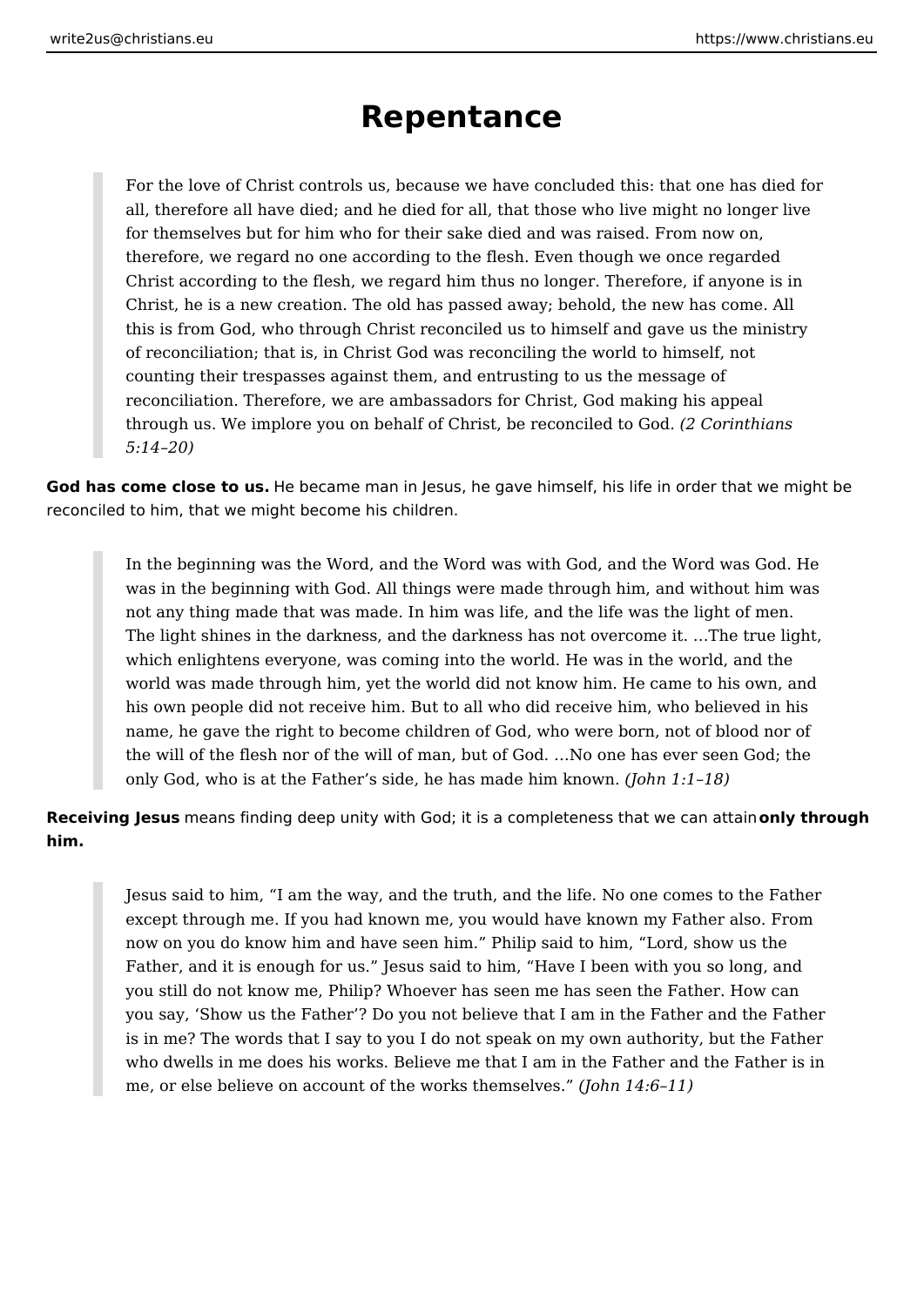# Repentance

> For the love of Christ controls us, because we have concluded this: that one has died for all, therefore all have died; and he died for all, that those who live might no longer live for themselves but for him who for their sake died and was raised. From now on, therefore, we regard no one according to the flesh. Even though we once regarded Christ according to the flesh, we regard him thus no longer. Therefore, if anyone is in Christ, he is a new creation. The old has passed away; behold, the new has come. All this is from God, who through Christ reconciled us to himself and gave us the ministry of reconciliation; that is, in Christ God was reconciling the world to himself, not counting their trespasses against them, and entrusting to us the message of reconciliation. Therefore, we are ambassadors for Christ, God making his appeal through us. We implore you on behalf of Christ, be reconciled to God. *(2 Corinthians 5:14–20)*

**God has come close to us.** He became man in Jesus, he gave himself, his life in order that we might be reconciled to him, that we might become his children.

> In the beginning was the Word, and the Word was with God, and the Word was God. He was in the beginning with God. All things were made through him, and without him was not any thing made that was made. In him was life, and the life was the light of men. The light shines in the darkness, and the darkness has not overcome it. …The true light, which enlightens everyone, was coming into the world. He was in the world, and the world was made through him, yet the world did not know him. He came to his own, and his own people did not receive him. But to all who did receive him, who believed in his name, he gave the right to become children of God, who were born, not of blood nor of the will of the flesh nor of the will of man, but of God. …No one has ever seen God; the only God, who is at the Father's side, he has made him known. *(John 1:1–18)*

**Receiving Jesus** means finding deep unity with God; it is a completeness that we can attain **only through him.**

> Jesus said to him, "I am the way, and the truth, and the life. No one comes to the Father except through me. If you had known me, you would have known my Father also. From now on you do know him and have seen him." Philip said to him, "Lord, show us the Father, and it is enough for us." Jesus said to him, "Have I been with you so long, and you still do not know me, Philip? Whoever has seen me has seen the Father. How can you say, 'Show us the Father'? Do you not believe that I am in the Father and the Father is in me? The words that I say to you I do not speak on my own authority, but the Father who dwells in me does his works. Believe me that I am in the Father and the Father is in me, or else believe on account of the works themselves." *(John 14:6–11)*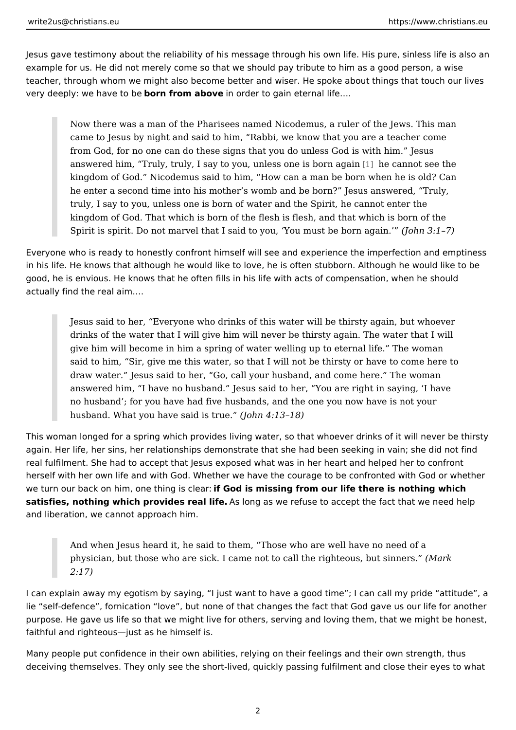Jesus gave testimony about the reliability of his message through his own life. His pure, sinless life is also an example for us. He did not merely come so that we should pay tribute to him as a good person, a wise teacher, through whom we might also become better and wiser. He spoke about things that touch our lives very deeply: we have to be **born from above** in order to gain eternal life.…

> Now there was a man of the Pharisees named Nicodemus, a ruler of the Jews. This man came to Jesus by night and said to him, “Rabbi, we know that you are a teacher come from God, for no one can do these signs that you do unless God is with him.” Jesus answered him, “Truly, truly, I say to you, unless one is born again [1] he cannot see the kingdom of God.” Nicodemus said to him, “How can a man be born when he is old? Can he enter a second time into his mother’s womb and be born?” Jesus answered, “Truly, truly, I say to you, unless one is born of water and the Spirit, he cannot enter the kingdom of God. That which is born of the flesh is flesh, and that which is born of the Spirit is spirit. Do not marvel that I said to you, ‘You must be born again.’” *(John 3:1–7)*

Everyone who is ready to honestly confront himself will see and experience the imperfection and emptiness in his life. He knows that although he would like to love, he is often stubborn. Although he would like to be good, he is envious. He knows that he often fills in his life with acts of compensation, when he should actually find the real aim.…

> Jesus said to her, “Everyone who drinks of this water will be thirsty again, but whoever drinks of the water that I will give him will never be thirsty again. The water that I will give him will become in him a spring of water welling up to eternal life.” The woman said to him, “Sir, give me this water, so that I will not be thirsty or have to come here to draw water.” Jesus said to her, “Go, call your husband, and come here.” The woman answered him, “I have no husband.” Jesus said to her, “You are right in saying, ‘I have no husband’; for you have had five husbands, and the one you now have is not your husband. What you have said is true.” *(John 4:13–18)*

This woman longed for a spring which provides living water, so that whoever drinks of it will never be thirsty again. Her life, her sins, her relationships demonstrate that she had been seeking in vain; she did not find real fulfilment. She had to accept that Jesus exposed what was in her heart and helped her to confront herself with her own life and with God. Whether we have the courage to be confronted with God or whether we turn our back on him, one thing is clear: **if God is missing from our life there is nothing which satisfies, nothing which provides real life.** As long as we refuse to accept the fact that we need help and liberation, we cannot approach him.

> And when Jesus heard it, he said to them, “Those who are well have no need of a physician, but those who are sick. I came not to call the righteous, but sinners.” *(Mark 2:17)*

I can explain away my egotism by saying, “I just want to have a good time”; I can call my pride “attitude”, a lie “self-defence”, fornication “love”, but none of that changes the fact that God gave us our life for another purpose. He gave us life so that we might live for others, serving and loving them, that we might be honest, faithful and righteous—just as he himself is.

Many people put confidence in their own abilities, relying on their feelings and their own strength, thus deceiving themselves. They only see the short-lived, quickly passing fulfilment and close their eyes to what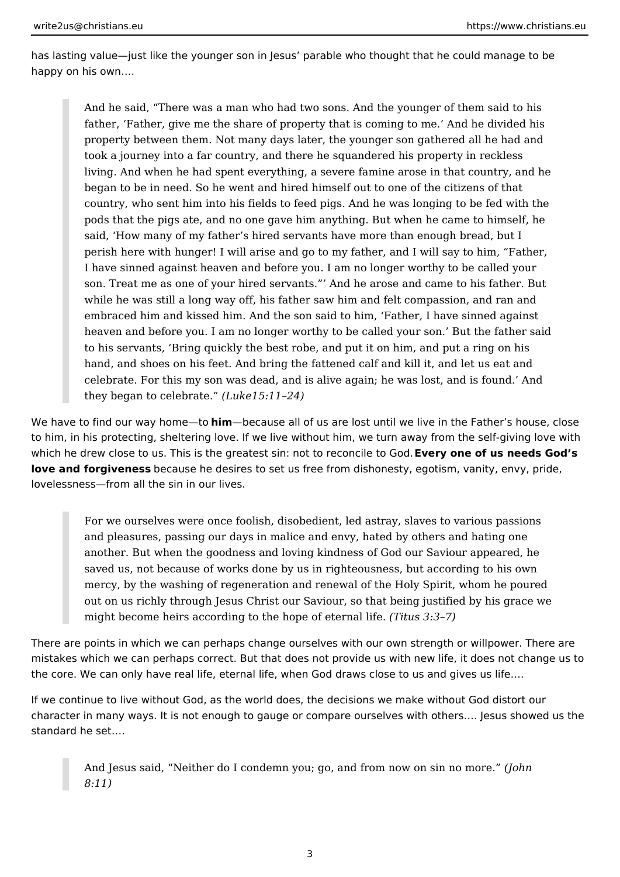has lasting value—just like the younger son in Jesus' parable who thought that he could manage to be happy on his own….

> And he said, "There was a man who had two sons. And the younger of them said to his father, 'Father, give me the share of property that is coming to me.' And he divided his property between them. Not many days later, the younger son gathered all he had and took a journey into a far country, and there he squandered his property in reckless living. And when he had spent everything, a severe famine arose in that country, and he began to be in need. So he went and hired himself out to one of the citizens of that country, who sent him into his fields to feed pigs. And he was longing to be fed with the pods that the pigs ate, and no one gave him anything. But when he came to himself, he said, 'How many of my father's hired servants have more than enough bread, but I perish here with hunger! I will arise and go to my father, and I will say to him, "Father, I have sinned against heaven and before you. I am no longer worthy to be called your son. Treat me as one of your hired servants."' And he arose and came to his father. But while he was still a long way off, his father saw him and felt compassion, and ran and embraced him and kissed him. And the son said to him, 'Father, I have sinned against heaven and before you. I am no longer worthy to be called your son.' But the father said to his servants, 'Bring quickly the best robe, and put it on him, and put a ring on his hand, and shoes on his feet. And bring the fattened calf and kill it, and let us eat and celebrate. For this my son was dead, and is alive again; he was lost, and is found.' And they began to celebrate." *(Luke15:11–24)*

We have to find our way home—to **him**—because all of us are lost until we live in the Father's house, close to him, in his protecting, sheltering love. If we live without him, we turn away from the self-giving love with which he drew close to us. This is the greatest sin: not to reconcile to God. **Every one of us needs God's love and forgiveness** because he desires to set us free from dishonesty, egotism, vanity, envy, pride, lovelessness—from all the sin in our lives.

> For we ourselves were once foolish, disobedient, led astray, slaves to various passions and pleasures, passing our days in malice and envy, hated by others and hating one another. But when the goodness and loving kindness of God our Saviour appeared, he saved us, not because of works done by us in righteousness, but according to his own mercy, by the washing of regeneration and renewal of the Holy Spirit, whom he poured out on us richly through Jesus Christ our Saviour, so that being justified by his grace we might become heirs according to the hope of eternal life. *(Titus 3:3–7)*

There are points in which we can perhaps change ourselves with our own strength or willpower. There are mistakes which we can perhaps correct. But that does not provide us with new life, it does not change us to the core. We can only have real life, eternal life, when God draws close to us and gives us life….

If we continue to live without God, as the world does, the decisions we make without God distort our character in many ways. It is not enough to gauge or compare ourselves with others…. Jesus showed us the standard he set….

> And Jesus said, "Neither do I condemn you; go, and from now on sin no more." *(John 8:11)*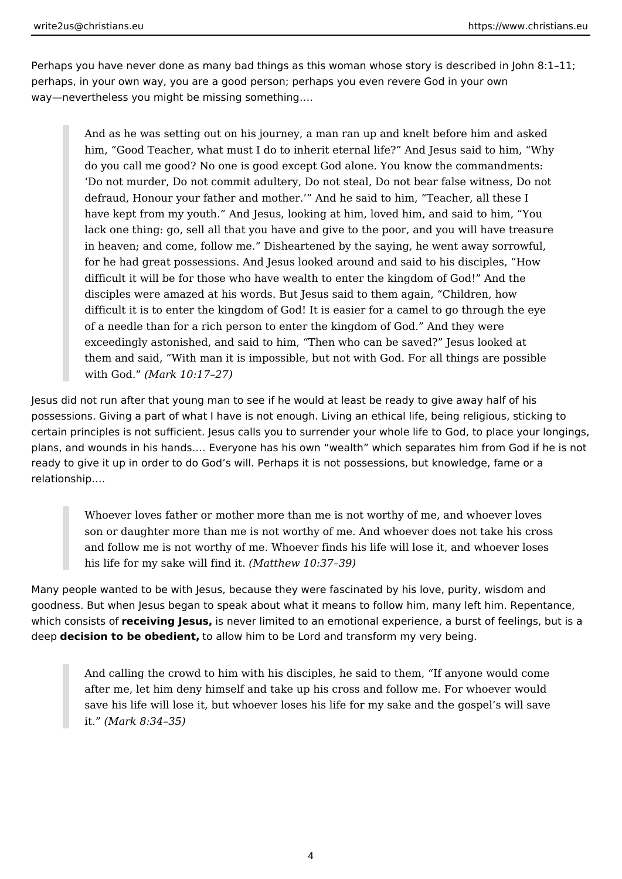Perhaps you have never done as many bad things as this woman whose story is described in John 8:1–11; perhaps, in your own way, you are a good person; perhaps you even revere God in your own way—nevertheless you might be missing something….

> And as he was setting out on his journey, a man ran up and knelt before him and asked him, "Good Teacher, what must I do to inherit eternal life?" And Jesus said to him, "Why do you call me good? No one is good except God alone. You know the commandments: 'Do not murder, Do not commit adultery, Do not steal, Do not bear false witness, Do not defraud, Honour your father and mother.'" And he said to him, "Teacher, all these I have kept from my youth." And Jesus, looking at him, loved him, and said to him, "You lack one thing: go, sell all that you have and give to the poor, and you will have treasure in heaven; and come, follow me." Disheartened by the saying, he went away sorrowful, for he had great possessions. And Jesus looked around and said to his disciples, "How difficult it will be for those who have wealth to enter the kingdom of God!" And the disciples were amazed at his words. But Jesus said to them again, "Children, how difficult it is to enter the kingdom of God! It is easier for a camel to go through the eye of a needle than for a rich person to enter the kingdom of God." And they were exceedingly astonished, and said to him, "Then who can be saved?" Jesus looked at them and said, "With man it is impossible, but not with God. For all things are possible with God." *(Mark 10:17–27)*

Jesus did not run after that young man to see if he would at least be ready to give away half of his possessions. Giving a part of what I have is not enough. Living an ethical life, being religious, sticking to certain principles is not sufficient. Jesus calls you to surrender your whole life to God, to place your longings, plans, and wounds in his hands…. Everyone has his own "wealth" which separates him from God if he is not ready to give it up in order to do God's will. Perhaps it is not possessions, but knowledge, fame or a relationship….

> Whoever loves father or mother more than me is not worthy of me, and whoever loves son or daughter more than me is not worthy of me. And whoever does not take his cross and follow me is not worthy of me. Whoever finds his life will lose it, and whoever loses his life for my sake will find it. *(Matthew 10:37–39)*

Many people wanted to be with Jesus, because they were fascinated by his love, purity, wisdom and goodness. But when Jesus began to speak about what it means to follow him, many left him. Repentance, which consists of **receiving Jesus,** is never limited to an emotional experience, a burst of feelings, but is a deep **decision to be obedient,** to allow him to be Lord and transform my very being.

> And calling the crowd to him with his disciples, he said to them, "If anyone would come after me, let him deny himself and take up his cross and follow me. For whoever would save his life will lose it, but whoever loses his life for my sake and the gospel's will save it." *(Mark 8:34–35)*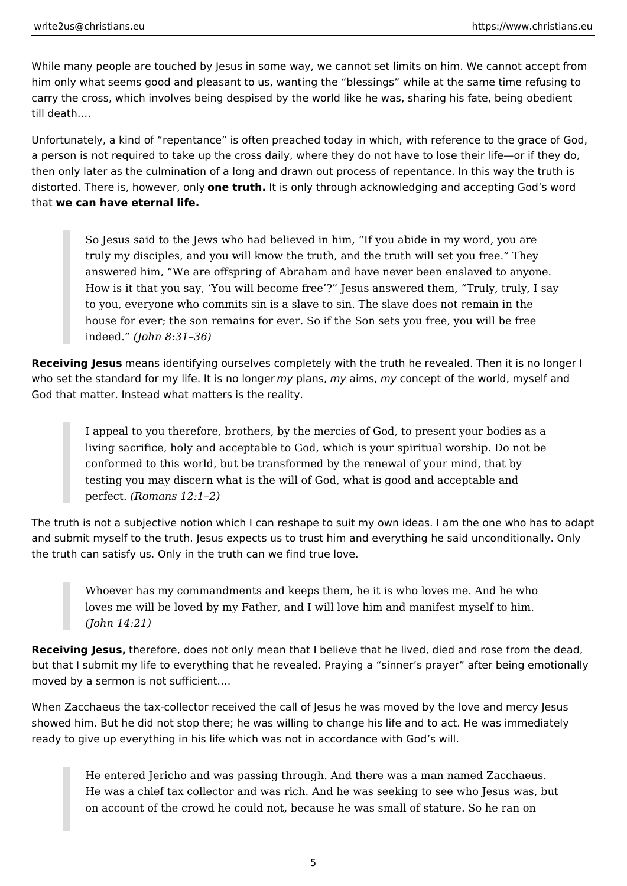While many people are touched by Jesus in some way, we cannot set limits on him. We cannot accept from him only what seems good and pleasant to us, wanting the "blessings" while at the same time refusing to carry the cross, which involves being despised by the world like he was, sharing his fate, being obedient till death….

Unfortunately, a kind of "repentance" is often preached today in which, with reference to the grace of God, a person is not required to take up the cross daily, where they do not have to lose their life—or if they do, then only later as the culmination of a long and drawn out process of repentance. In this way the truth is distorted. There is, however, only **one truth.** It is only through acknowledging and accepting God's word that **we can have eternal life.**

> So Jesus said to the Jews who had believed in him, "If you abide in my word, you are truly my disciples, and you will know the truth, and the truth will set you free." They answered him, "We are offspring of Abraham and have never been enslaved to anyone. How is it that you say, 'You will become free'?" Jesus answered them, "Truly, truly, I say to you, everyone who commits sin is a slave to sin. The slave does not remain in the house for ever; the son remains for ever. So if the Son sets you free, you will be free indeed." *(John 8:31–36)*

**Receiving Jesus** means identifying ourselves completely with the truth he revealed. Then it is no longer I who set the standard for my life. It is no longer *my* plans, *my* aims, *my* concept of the world, myself and God that matter. Instead what matters is the reality.

> I appeal to you therefore, brothers, by the mercies of God, to present your bodies as a living sacrifice, holy and acceptable to God, which is your spiritual worship. Do not be conformed to this world, but be transformed by the renewal of your mind, that by testing you may discern what is the will of God, what is good and acceptable and perfect. *(Romans 12:1–2)*

The truth is not a subjective notion which I can reshape to suit my own ideas. I am the one who has to adapt and submit myself to the truth. Jesus expects us to trust him and everything he said unconditionally. Only the truth can satisfy us. Only in the truth can we find true love.

> Whoever has my commandments and keeps them, he it is who loves me. And he who loves me will be loved by my Father, and I will love him and manifest myself to him. *(John 14:21)*

**Receiving Jesus,** therefore, does not only mean that I believe that he lived, died and rose from the dead, but that I submit my life to everything that he revealed. Praying a "sinner's prayer" after being emotionally moved by a sermon is not sufficient….

When Zacchaeus the tax-collector received the call of Jesus he was moved by the love and mercy Jesus showed him. But he did not stop there; he was willing to change his life and to act. He was immediately ready to give up everything in his life which was not in accordance with God's will.

> He entered Jericho and was passing through. And there was a man named Zacchaeus. He was a chief tax collector and was rich. And he was seeking to see who Jesus was, but on account of the crowd he could not, because he was small of stature. So he ran on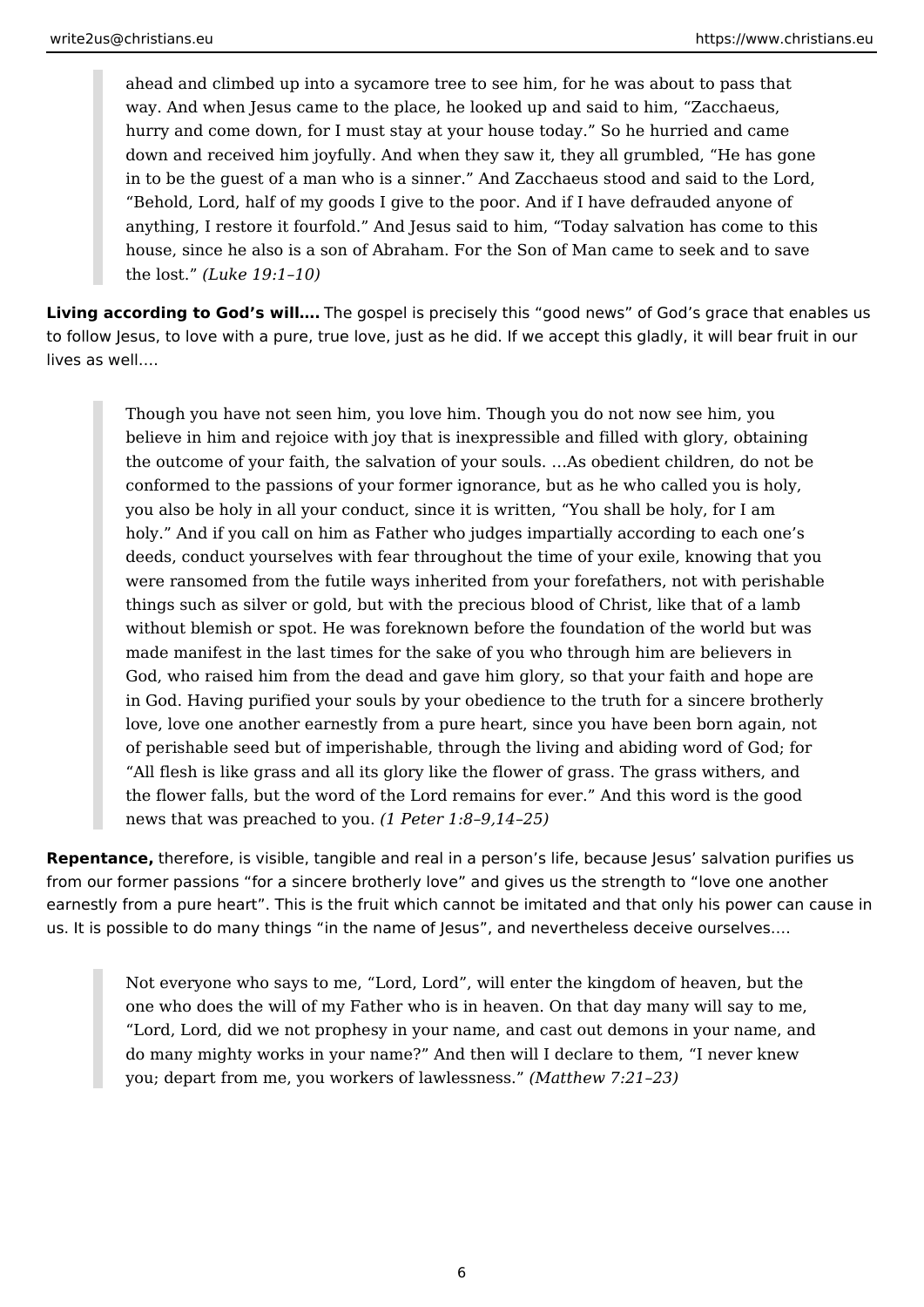> ahead and climbed up into a sycamore tree to see him, for he was about to pass that way. And when Jesus came to the place, he looked up and said to him, “Zacchaeus, hurry and come down, for I must stay at your house today.” So he hurried and came down and received him joyfully. And when they saw it, they all grumbled, “He has gone in to be the guest of a man who is a sinner.” And Zacchaeus stood and said to the Lord, “Behold, Lord, half of my goods I give to the poor. And if I have defrauded anyone of anything, I restore it fourfold.” And Jesus said to him, “Today salvation has come to this house, since he also is a son of Abraham. For the Son of Man came to seek and to save the lost.” *(Luke 19:1–10)*

**Living according to God’s will….** The gospel is precisely this “good news” of God’s grace that enables us to follow Jesus, to love with a pure, true love, just as he did. If we accept this gladly, it will bear fruit in our lives as well.…

> Though you have not seen him, you love him. Though you do not now see him, you believe in him and rejoice with joy that is inexpressible and filled with glory, obtaining the outcome of your faith, the salvation of your souls. …As obedient children, do not be conformed to the passions of your former ignorance, but as he who called you is holy, you also be holy in all your conduct, since it is written, “You shall be holy, for I am holy.” And if you call on him as Father who judges impartially according to each one’s deeds, conduct yourselves with fear throughout the time of your exile, knowing that you were ransomed from the futile ways inherited from your forefathers, not with perishable things such as silver or gold, but with the precious blood of Christ, like that of a lamb without blemish or spot. He was foreknown before the foundation of the world but was made manifest in the last times for the sake of you who through him are believers in God, who raised him from the dead and gave him glory, so that your faith and hope are in God. Having purified your souls by your obedience to the truth for a sincere brotherly love, love one another earnestly from a pure heart, since you have been born again, not of perishable seed but of imperishable, through the living and abiding word of God; for “All flesh is like grass and all its glory like the flower of grass. The grass withers, and the flower falls, but the word of the Lord remains for ever.” And this word is the good news that was preached to you. *(1 Peter 1:8–9,14–25)*

**Repentance,** therefore, is visible, tangible and real in a person’s life, because Jesus’ salvation purifies us from our former passions “for a sincere brotherly love” and gives us the strength to “love one another earnestly from a pure heart”. This is the fruit which cannot be imitated and that only his power can cause in us. It is possible to do many things “in the name of Jesus”, and nevertheless deceive ourselves.…

> Not everyone who says to me, “Lord, Lord”, will enter the kingdom of heaven, but the one who does the will of my Father who is in heaven. On that day many will say to me, “Lord, Lord, did we not prophesy in your name, and cast out demons in your name, and do many mighty works in your name?” And then will I declare to them, “I never knew you; depart from me, you workers of lawlessness.” *(Matthew 7:21–23)*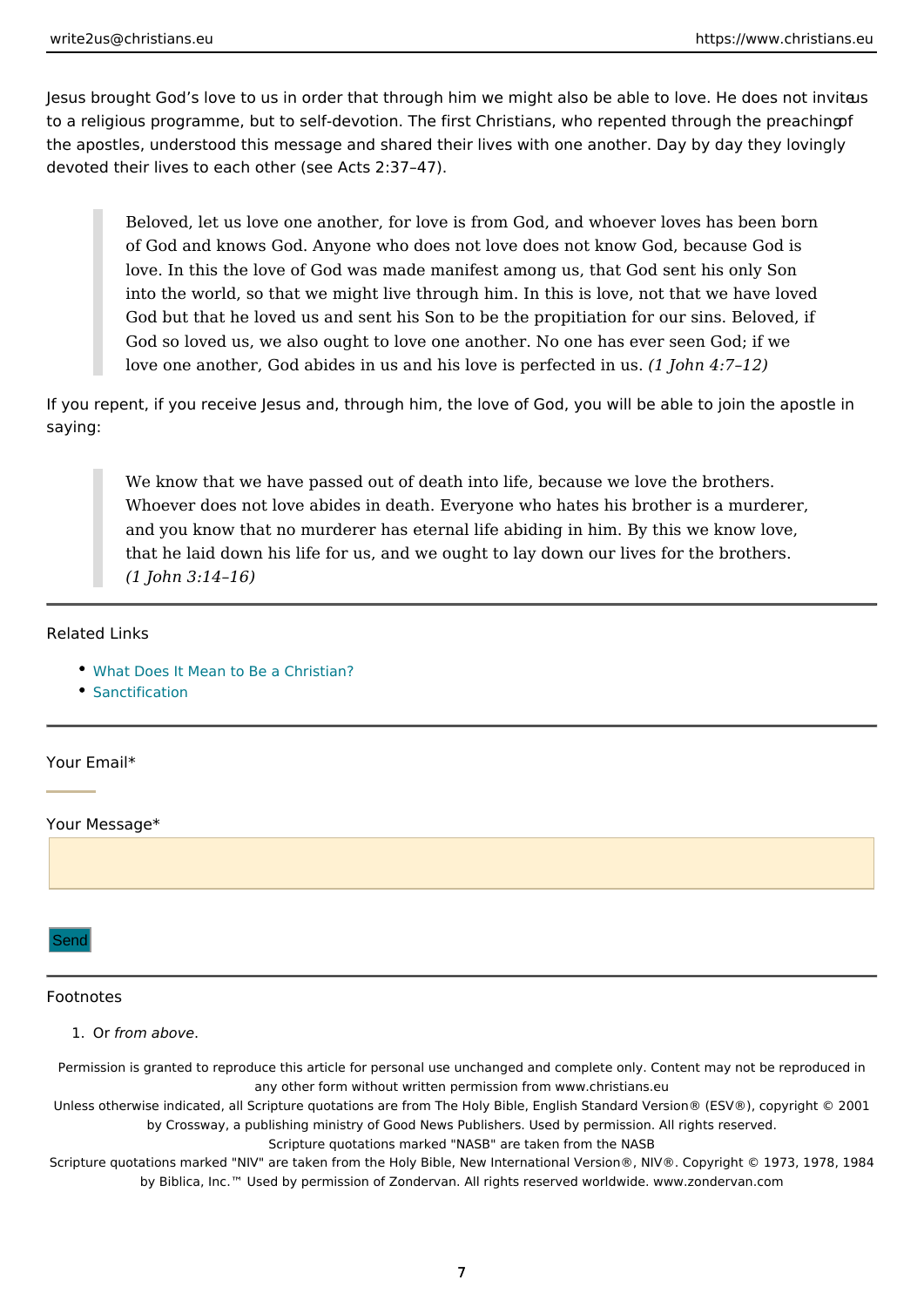Jesus brought God's love to us in order that through him we might also be able to love. He does not invite us to a religious programme, but to self-devotion. The first Christians, who repented through the preaching of the apostles, understood this message and shared their lives with one another. Day by day they lovingly devoted their lives to each other (see Acts 2:37–47).

> Beloved, let us love one another, for love is from God, and whoever loves has been born of God and knows God. Anyone who does not love does not know God, because God is love. In this the love of God was made manifest among us, that God sent his only Son into the world, so that we might live through him. In this is love, not that we have loved God but that he loved us and sent his Son to be the propitiation for our sins. Beloved, if God so loved us, we also ought to love one another. No one has ever seen God; if we love one another, God abides in us and his love is perfected in us. *(1 John 4:7–12)*

If you repent, if you receive Jesus and, through him, the love of God, you will be able to join the apostle in saying:

> We know that we have passed out of death into life, because we love the brothers. Whoever does not love abides in death. Everyone who hates his brother is a murderer, and you know that no murderer has eternal life abiding in him. By this we know love, that he laid down his life for us, and we ought to lay down our lives for the brothers. *(1 John 3:14–16)*

---

Related Links

- What Does It Mean to Be a Christian?
- Sanctification

---

Your Email*

Your Message*

Send

---

Footnotes

1. Or *from above*.

Permission is granted to reproduce this article for personal use unchanged and complete only. Content may not be reproduced in any other form without written permission from www.christians.eu

Unless otherwise indicated, all Scripture quotations are from The Holy Bible, English Standard Version® (ESV®), copyright © 2001 by Crossway, a publishing ministry of Good News Publishers. Used by permission. All rights reserved.

Scripture quotations marked "NASB" are taken from the NASB

Scripture quotations marked "NIV" are taken from the Holy Bible, New International Version®, NIV®. Copyright © 1973, 1978, 1984 by Biblica, Inc.™ Used by permission of Zondervan. All rights reserved worldwide. www.zondervan.com